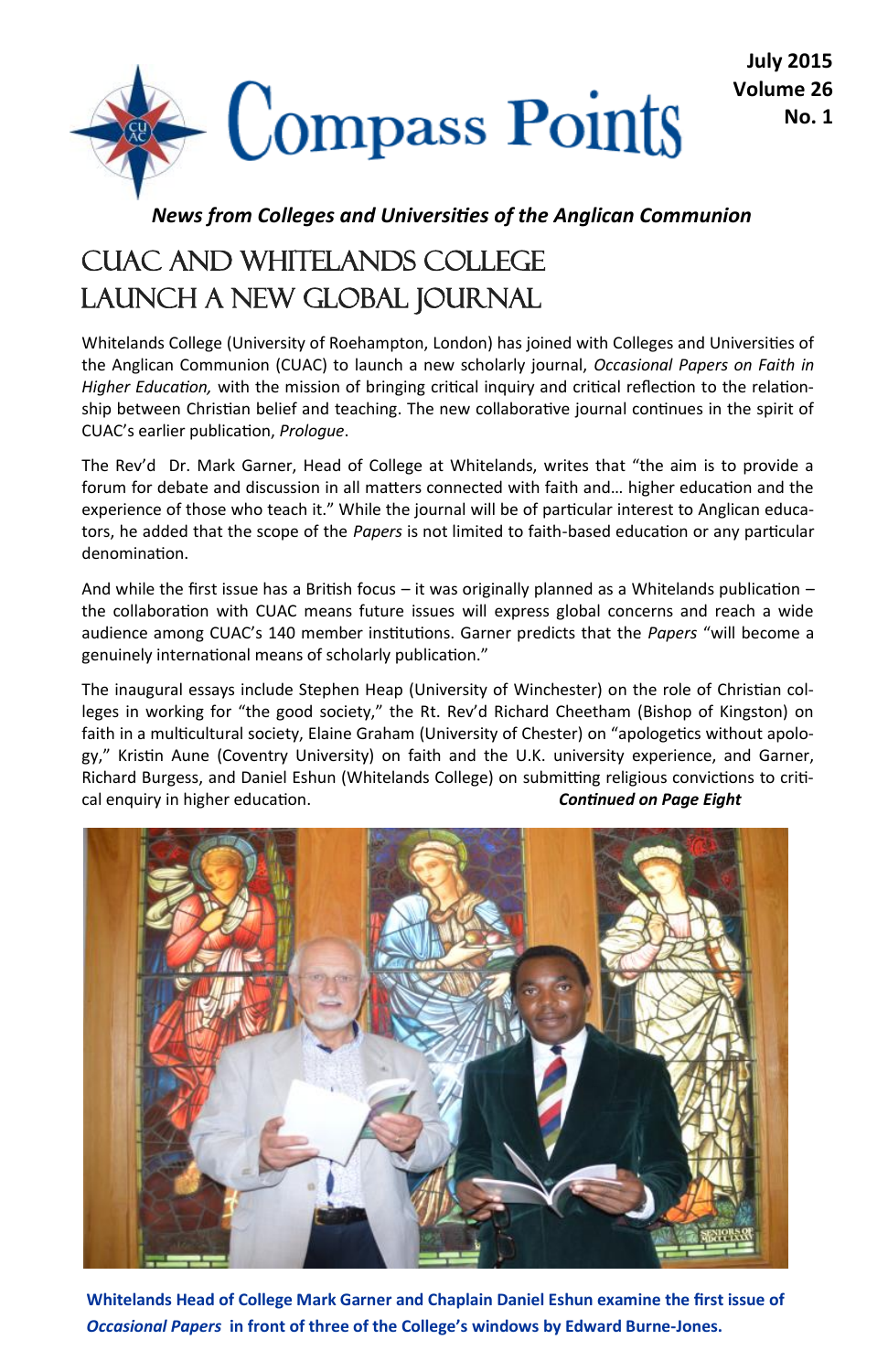# Compass Points

**July 2015**
**Volume 26**
**No. 1**

***News from Colleges and Universities of the Anglican Communion***

## CUAC and Whitelands College Launch a New Global Journal

Whitelands College (University of Roehampton, London) has joined with Colleges and Universities of the Anglican Communion (CUAC) to launch a new scholarly journal, *Occasional Papers on Faith in Higher Education,* with the mission of bringing critical inquiry and critical reflection to the relationship between Christian belief and teaching. The new collaborative journal continues in the spirit of CUAC's earlier publication, *Prologue*.

The Rev'd Dr. Mark Garner, Head of College at Whitelands, writes that "the aim is to provide a forum for debate and discussion in all matters connected with faith and… higher education and the experience of those who teach it." While the journal will be of particular interest to Anglican educators, he added that the scope of the *Papers* is not limited to faith-based education or any particular denomination.

And while the first issue has a British focus – it was originally planned as a Whitelands publication – the collaboration with CUAC means future issues will express global concerns and reach a wide audience among CUAC's 140 member institutions. Garner predicts that the *Papers* "will become a genuinely international means of scholarly publication."

The inaugural essays include Stephen Heap (University of Winchester) on the role of Christian colleges in working for "the good society," the Rt. Rev'd Richard Cheetham (Bishop of Kingston) on faith in a multicultural society, Elaine Graham (University of Chester) on "apologetics without apology," Kristin Aune (Coventry University) on faith and the U.K. university experience, and Garner, Richard Burgess, and Daniel Eshun (Whitelands College) on submitting religious convictions to critical enquiry in higher education. ***Continued on Page Eight***

**Whitelands Head of College Mark Garner and Chaplain Daniel Eshun examine the first issue of *Occasional Papers* in front of three of the College's windows by Edward Burne-Jones.**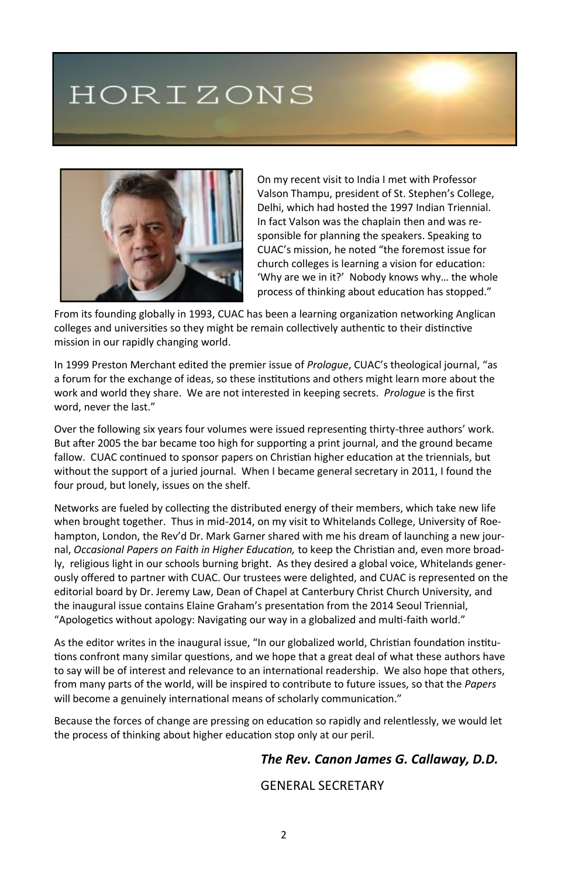# HORIZONS

On my recent visit to India I met with Professor Valson Thampu, president of St. Stephen's College, Delhi, which had hosted the 1997 Indian Triennial. In fact Valson was the chaplain then and was responsible for planning the speakers. Speaking to CUAC's mission, he noted "the foremost issue for church colleges is learning a vision for education: 'Why are we in it?' Nobody knows why… the whole process of thinking about education has stopped."

From its founding globally in 1993, CUAC has been a learning organization networking Anglican colleges and universities so they might be remain collectively authentic to their distinctive mission in our rapidly changing world.

In 1999 Preston Merchant edited the premier issue of *Prologue*, CUAC's theological journal, "as a forum for the exchange of ideas, so these institutions and others might learn more about the work and world they share. We are not interested in keeping secrets. *Prologue* is the first word, never the last."

Over the following six years four volumes were issued representing thirty-three authors' work. But after 2005 the bar became too high for supporting a print journal, and the ground became fallow. CUAC continued to sponsor papers on Christian higher education at the triennials, but without the support of a juried journal. When I became general secretary in 2011, I found the four proud, but lonely, issues on the shelf.

Networks are fueled by collecting the distributed energy of their members, which take new life when brought together. Thus in mid-2014, on my visit to Whitelands College, University of Roehampton, London, the Rev'd Dr. Mark Garner shared with me his dream of launching a new journal, *Occasional Papers on Faith in Higher Education,* to keep the Christian and, even more broadly, religious light in our schools burning bright. As they desired a global voice, Whitelands generously offered to partner with CUAC. Our trustees were delighted, and CUAC is represented on the editorial board by Dr. Jeremy Law, Dean of Chapel at Canterbury Christ Church University, and the inaugural issue contains Elaine Graham's presentation from the 2014 Seoul Triennial, "Apologetics without apology: Navigating our way in a globalized and multi-faith world."

As the editor writes in the inaugural issue, "In our globalized world, Christian foundation institutions confront many similar questions, and we hope that a great deal of what these authors have to say will be of interest and relevance to an international readership. We also hope that others, from many parts of the world, will be inspired to contribute to future issues, so that the *Papers* will become a genuinely international means of scholarly communication."

Because the forces of change are pressing on education so rapidly and relentlessly, we would let the process of thinking about higher education stop only at our peril.

***The Rev. Canon James G. Callaway, D.D.***

GENERAL SECRETARY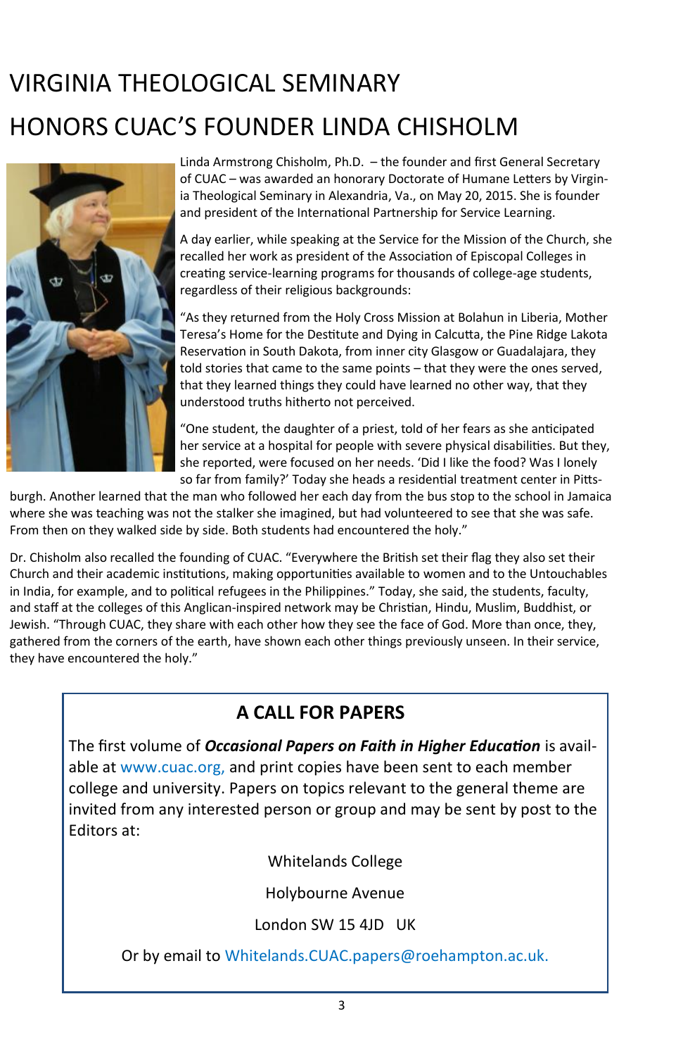# VIRGINIA THEOLOGICAL SEMINARY HONORS CUAC'S FOUNDER LINDA CHISHOLM

Linda Armstrong Chisholm, Ph.D. – the founder and first General Secretary of CUAC – was awarded an honorary Doctorate of Humane Letters by Virginia Theological Seminary in Alexandria, Va., on May 20, 2015. She is founder and president of the International Partnership for Service Learning.

A day earlier, while speaking at the Service for the Mission of the Church, she recalled her work as president of the Association of Episcopal Colleges in creating service-learning programs for thousands of college-age students, regardless of their religious backgrounds:

"As they returned from the Holy Cross Mission at Bolahun in Liberia, Mother Teresa's Home for the Destitute and Dying in Calcutta, the Pine Ridge Lakota Reservation in South Dakota, from inner city Glasgow or Guadalajara, they told stories that came to the same points – that they were the ones served, that they learned things they could have learned no other way, that they understood truths hitherto not perceived.

"One student, the daughter of a priest, told of her fears as she anticipated her service at a hospital for people with severe physical disabilities. But they, she reported, were focused on her needs. 'Did I like the food? Was I lonely so far from family?' Today she heads a residential treatment center in Pittsburgh. Another learned that the man who followed her each day from the bus stop to the school in Jamaica where she was teaching was not the stalker she imagined, but had volunteered to see that she was safe. From then on they walked side by side. Both students had encountered the holy."

Dr. Chisholm also recalled the founding of CUAC. "Everywhere the British set their flag they also set their Church and their academic institutions, making opportunities available to women and to the Untouchables in India, for example, and to political refugees in the Philippines." Today, she said, the students, faculty, and staff at the colleges of this Anglican-inspired network may be Christian, Hindu, Muslim, Buddhist, or Jewish. "Through CUAC, they share with each other how they see the face of God. More than once, they, gathered from the corners of the earth, have shown each other things previously unseen. In their service, they have encountered the holy."

## A CALL FOR PAPERS

The first volume of ***Occasional Papers on Faith in Higher Education*** is available at www.cuac.org, and print copies have been sent to each member college and university. Papers on topics relevant to the general theme are invited from any interested person or group and may be sent by post to the Editors at:

Whitelands College

Holybourne Avenue

London SW 15 4JD UK

Or by email to Whitelands.CUAC.papers@roehampton.ac.uk.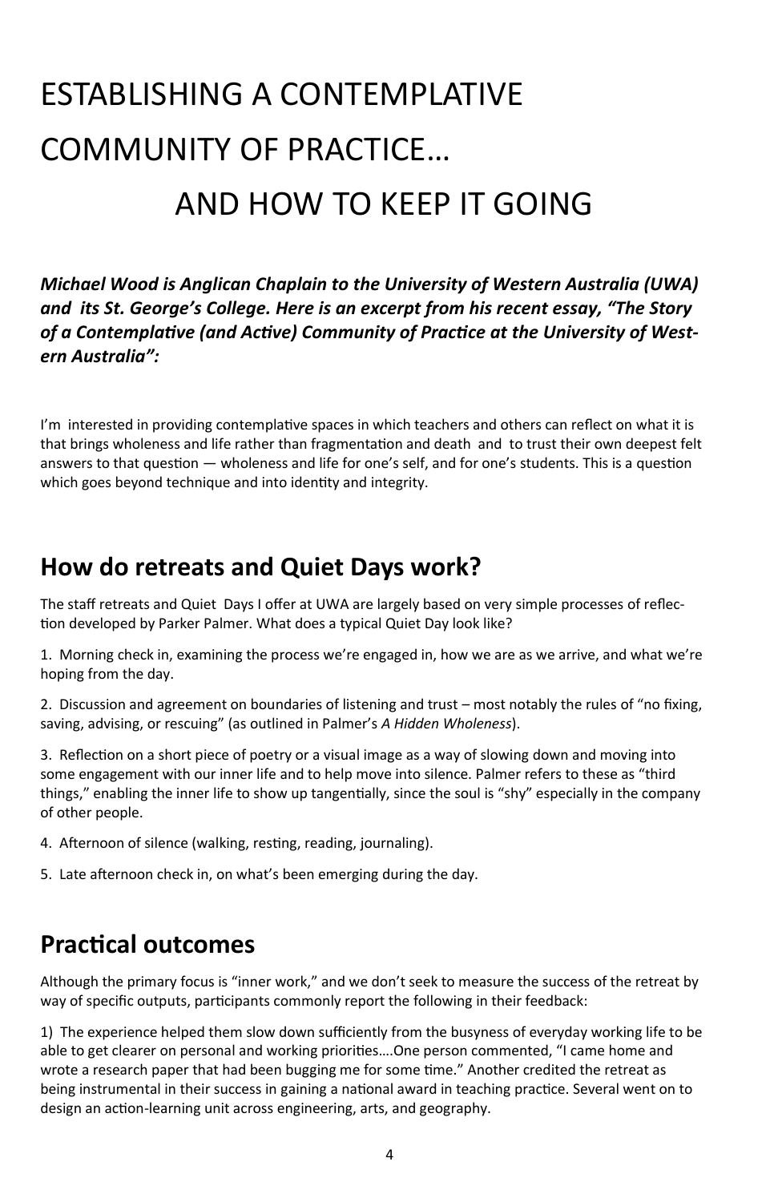# ESTABLISHING A CONTEMPLATIVE COMMUNITY OF PRACTICE… AND HOW TO KEEP IT GOING

***Michael Wood is Anglican Chaplain to the University of Western Australia (UWA) and its St. George's College. Here is an excerpt from his recent essay, "The Story of a Contemplative (and Active) Community of Practice at the University of Western Australia":***

I'm interested in providing contemplative spaces in which teachers and others can reflect on what it is that brings wholeness and life rather than fragmentation and death and to trust their own deepest felt answers to that question — wholeness and life for one's self, and for one's students. This is a question which goes beyond technique and into identity and integrity.

## How do retreats and Quiet Days work?

The staff retreats and Quiet Days I offer at UWA are largely based on very simple processes of reflection developed by Parker Palmer. What does a typical Quiet Day look like?

1. Morning check in, examining the process we're engaged in, how we are as we arrive, and what we're hoping from the day.

2. Discussion and agreement on boundaries of listening and trust – most notably the rules of "no fixing, saving, advising, or rescuing" (as outlined in Palmer's *A Hidden Wholeness*).

3. Reflection on a short piece of poetry or a visual image as a way of slowing down and moving into some engagement with our inner life and to help move into silence. Palmer refers to these as "third things," enabling the inner life to show up tangentially, since the soul is "shy" especially in the company of other people.

4. Afternoon of silence (walking, resting, reading, journaling).

5. Late afternoon check in, on what's been emerging during the day.

## Practical outcomes

Although the primary focus is "inner work," and we don't seek to measure the success of the retreat by way of specific outputs, participants commonly report the following in their feedback:

1) The experience helped them slow down sufficiently from the busyness of everyday working life to be able to get clearer on personal and working priorities….One person commented, "I came home and wrote a research paper that had been bugging me for some time." Another credited the retreat as being instrumental in their success in gaining a national award in teaching practice. Several went on to design an action-learning unit across engineering, arts, and geography.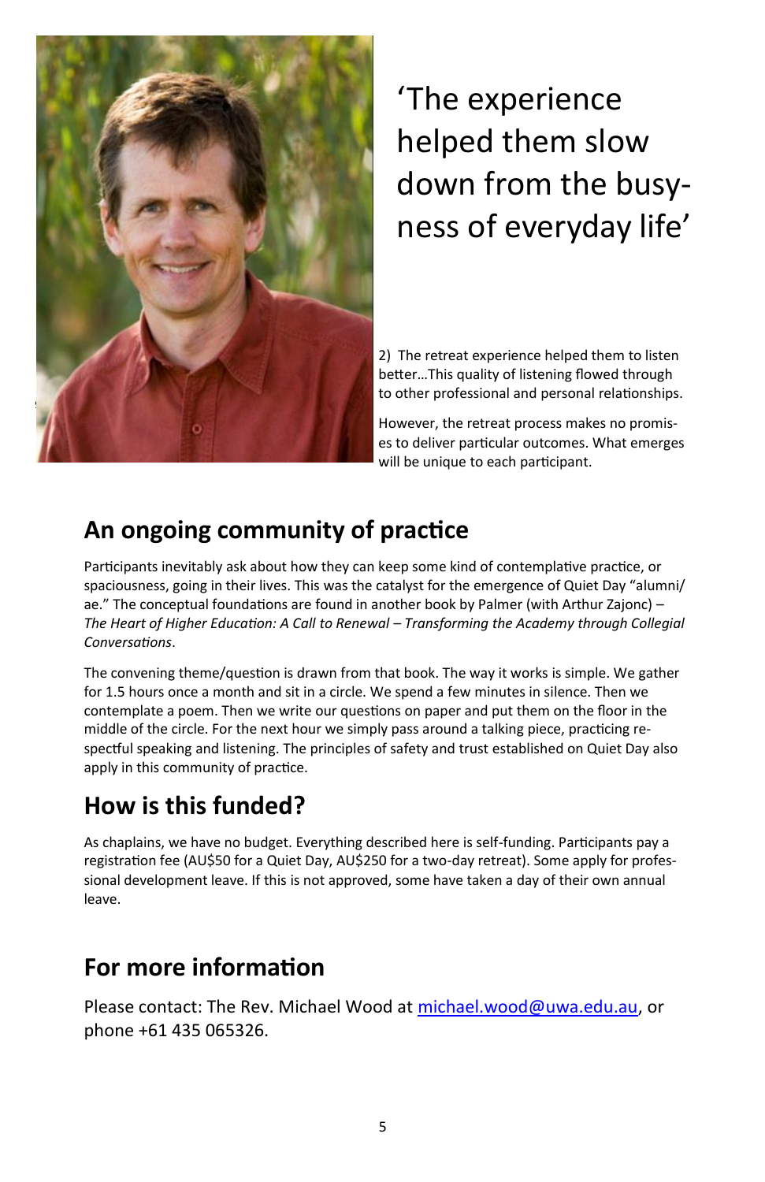‘The experience helped them slow down from the busy-ness of everyday life’

2) The retreat experience helped them to listen better…This quality of listening flowed through to other professional and personal relationships.

However, the retreat process makes no promises to deliver particular outcomes. What emerges will be unique to each participant.

## An ongoing community of practice

Participants inevitably ask about how they can keep some kind of contemplative practice, or spaciousness, going in their lives. This was the catalyst for the emergence of Quiet Day “alumni/ae.” The conceptual foundations are found in another book by Palmer (with Arthur Zajonc) – *The Heart of Higher Education: A Call to Renewal – Transforming the Academy through Collegial Conversations*.

The convening theme/question is drawn from that book. The way it works is simple. We gather for 1.5 hours once a month and sit in a circle. We spend a few minutes in silence. Then we contemplate a poem. Then we write our questions on paper and put them on the floor in the middle of the circle. For the next hour we simply pass around a talking piece, practicing respectful speaking and listening. The principles of safety and trust established on Quiet Day also apply in this community of practice.

## How is this funded?

As chaplains, we have no budget. Everything described here is self-funding. Participants pay a registration fee (AU$50 for a Quiet Day, AU$250 for a two-day retreat). Some apply for professional development leave. If this is not approved, some have taken a day of their own annual leave.

## For more information

Please contact: The Rev. Michael Wood at michael.wood@uwa.edu.au, or phone +61 435 065326.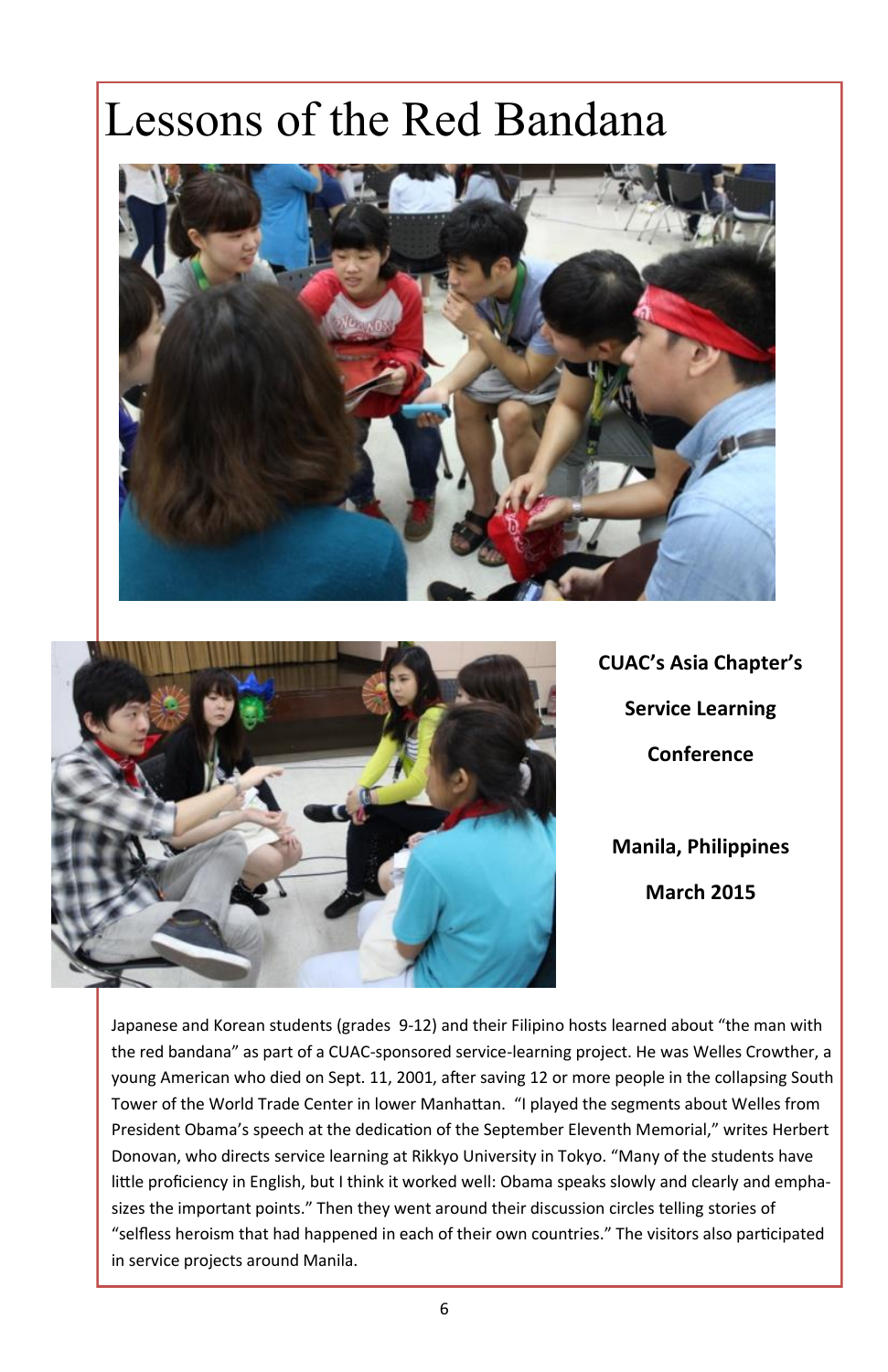# Lessons of the Red Bandana

**CUAC's Asia Chapter's**

**Service Learning**

**Conference**

**Manila, Philippines**

**March 2015**

Japanese and Korean students (grades 9-12) and their Filipino hosts learned about "the man with the red bandana" as part of a CUAC-sponsored service-learning project. He was Welles Crowther, a young American who died on Sept. 11, 2001, after saving 12 or more people in the collapsing South Tower of the World Trade Center in lower Manhattan. "I played the segments about Welles from President Obama's speech at the dedication of the September Eleventh Memorial," writes Herbert Donovan, who directs service learning at Rikkyo University in Tokyo. "Many of the students have little proficiency in English, but I think it worked well: Obama speaks slowly and clearly and emphasizes the important points." Then they went around their discussion circles telling stories of "selfless heroism that had happened in each of their own countries." The visitors also participated in service projects around Manila.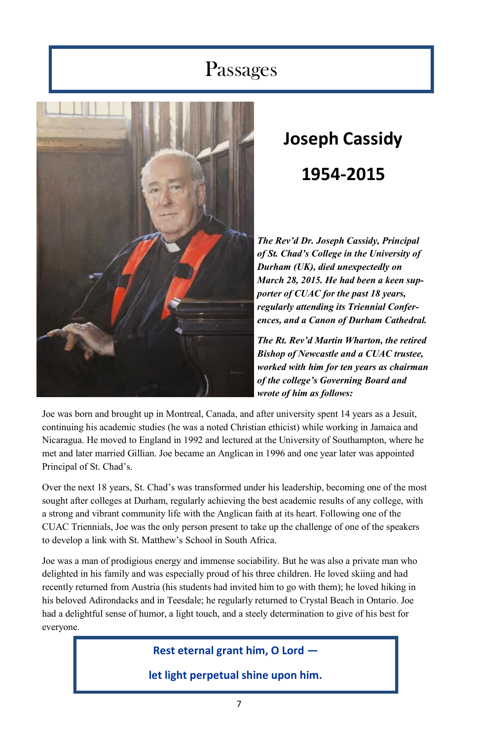# Passages

## Joseph Cassidy

## 1954-2015

***The Rev'd Dr. Joseph Cassidy, Principal of St. Chad's College in the University of Durham (UK), died unexpectedly on March 28, 2015. He had been a keen supporter of CUAC for the past 18 years, regularly attending its Triennial Conferences, and a Canon of Durham Cathedral.***

***The Rt. Rev'd Martin Wharton, the retired Bishop of Newcastle and a CUAC trustee, worked with him for ten years as chairman of the college's Governing Board and wrote of him as follows:***

Joe was born and brought up in Montreal, Canada, and after university spent 14 years as a Jesuit, continuing his academic studies (he was a noted Christian ethicist) while working in Jamaica and Nicaragua. He moved to England in 1992 and lectured at the University of Southampton, where he met and later married Gillian. Joe became an Anglican in 1996 and one year later was appointed Principal of St. Chad's.

Over the next 18 years, St. Chad's was transformed under his leadership, becoming one of the most sought after colleges at Durham, regularly achieving the best academic results of any college, with a strong and vibrant community life with the Anglican faith at its heart. Following one of the CUAC Triennials, Joe was the only person present to take up the challenge of one of the speakers to develop a link with St. Matthew's School in South Africa.

Joe was a man of prodigious energy and immense sociability. But he was also a private man who delighted in his family and was especially proud of his three children. He loved skiing and had recently returned from Austria (his students had invited him to go with them); he loved hiking in his beloved Adirondacks and in Teesdale; he regularly returned to Crystal Beach in Ontario. Joe had a delightful sense of humor, a light touch, and a steely determination to give of his best for everyone.

**Rest eternal grant him, O Lord —**

**let light perpetual shine upon him.**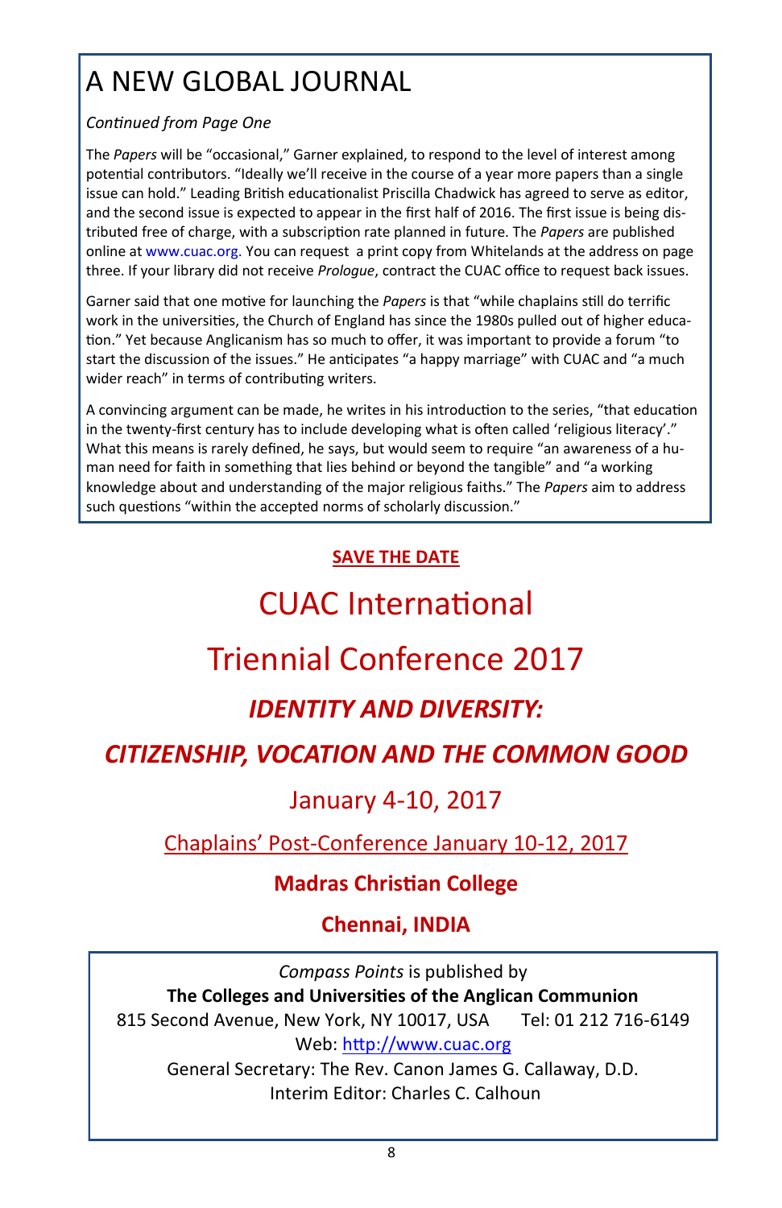# A NEW GLOBAL JOURNAL

*Continued from Page One*

The *Papers* will be "occasional," Garner explained, to respond to the level of interest among potential contributors. "Ideally we'll receive in the course of a year more papers than a single issue can hold." Leading British educationalist Priscilla Chadwick has agreed to serve as editor, and the second issue is expected to appear in the first half of 2016. The first issue is being distributed free of charge, with a subscription rate planned in future. The *Papers* are published online at www.cuac.org. You can request a print copy from Whitelands at the address on page three. If your library did not receive *Prologue*, contract the CUAC office to request back issues.

Garner said that one motive for launching the *Papers* is that "while chaplains still do terrific work in the universities, the Church of England has since the 1980s pulled out of higher education." Yet because Anglicanism has so much to offer, it was important to provide a forum "to start the discussion of the issues." He anticipates "a happy marriage" with CUAC and "a much wider reach" in terms of contributing writers.

A convincing argument can be made, he writes in his introduction to the series, "that education in the twenty-first century has to include developing what is often called 'religious literacy'." What this means is rarely defined, he says, but would seem to require "an awareness of a human need for faith in something that lies behind or beyond the tangible" and "a working knowledge about and understanding of the major religious faiths." The *Papers* aim to address such questions "within the accepted norms of scholarly discussion."

**SAVE THE DATE**

## CUAC International

## Triennial Conference 2017

### *IDENTITY AND DIVERSITY:*

### *CITIZENSHIP, VOCATION AND THE COMMON GOOD*

January 4-10, 2017

Chaplains' Post-Conference January 10-12, 2017

**Madras Christian College**

**Chennai, INDIA**

*Compass Points* is published by
**The Colleges and Universities of the Anglican Communion**
815 Second Avenue, New York, NY 10017, USA Tel: 01 212 716-6149
Web: http://www.cuac.org
General Secretary: The Rev. Canon James G. Callaway, D.D.
Interim Editor: Charles C. Calhoun